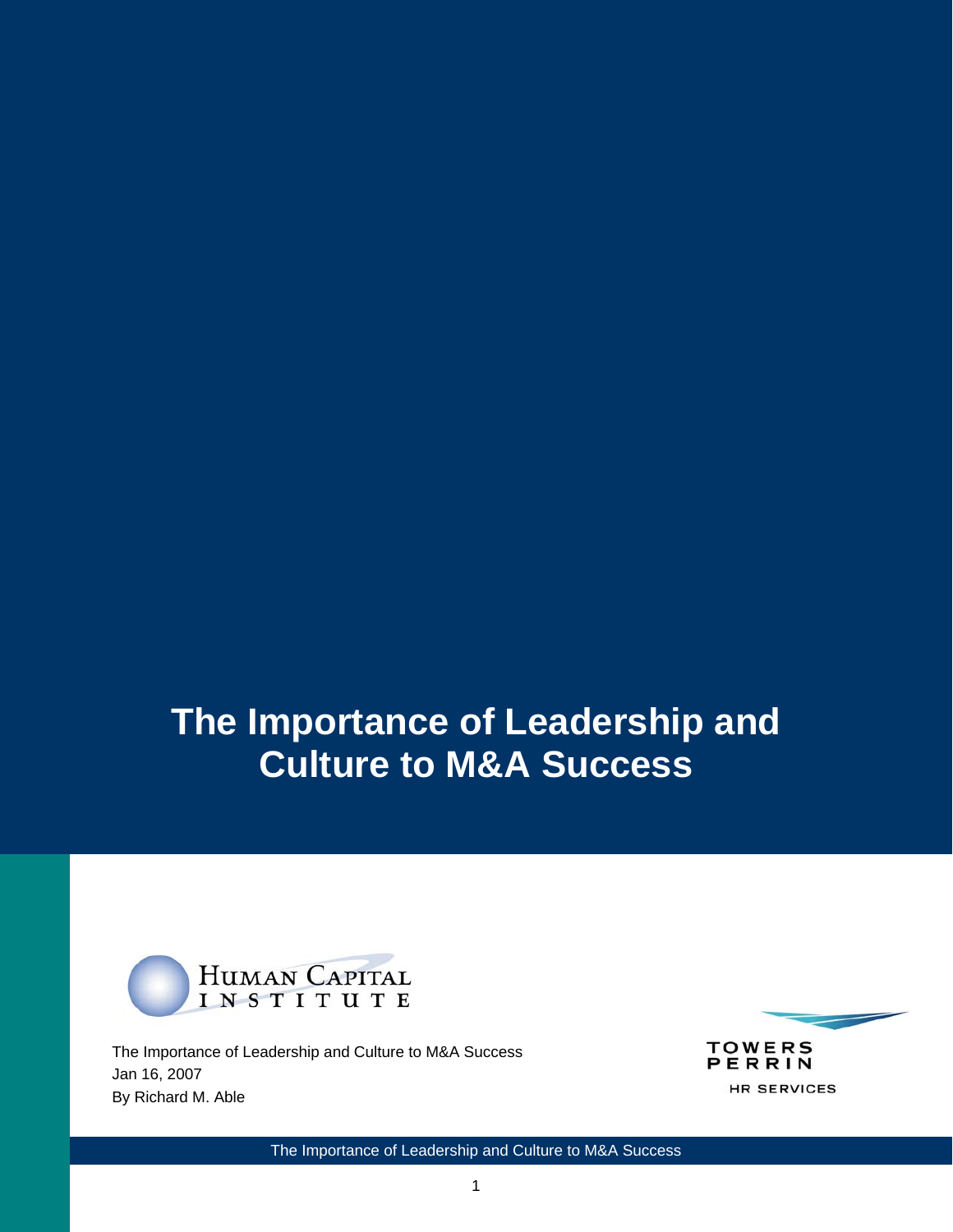# The Importance of Leadership and Culture to M&A Success

HUMAN CAPITAL INSTITUTE

The Importance of Leadership and Culture to M&A Success
Jan 16, 2007
By Richard M. Able

TOWERS PERRIN
HR SERVICES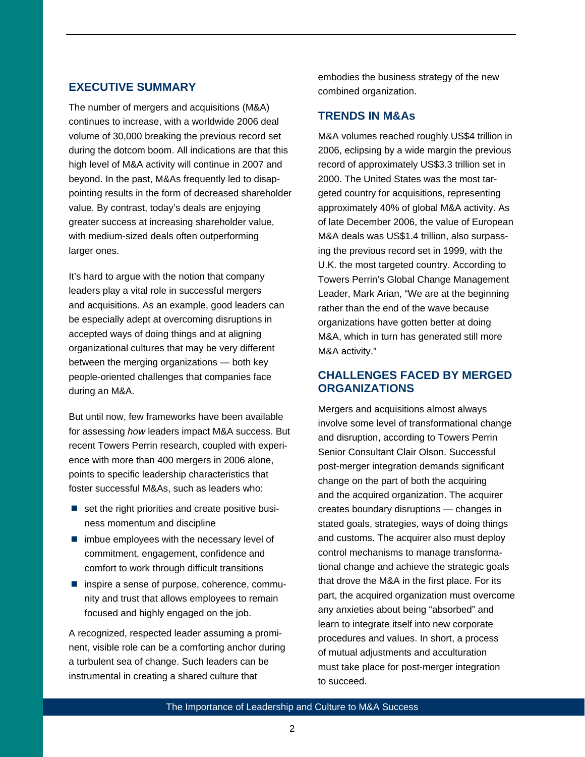## EXECUTIVE SUMMARY

The number of mergers and acquisitions (M&A) continues to increase, with a worldwide 2006 deal volume of 30,000 breaking the previous record set during the dotcom boom. All indications are that this high level of M&A activity will continue in 2007 and beyond. In the past, M&As frequently led to disappointing results in the form of decreased shareholder value. By contrast, today's deals are enjoying greater success at increasing shareholder value, with medium-sized deals often outperforming larger ones.

It's hard to argue with the notion that company leaders play a vital role in successful mergers and acquisitions. As an example, good leaders can be especially adept at overcoming disruptions in accepted ways of doing things and at aligning organizational cultures that may be very different between the merging organizations — both key people-oriented challenges that companies face during an M&A.

But until now, few frameworks have been available for assessing *how* leaders impact M&A success. But recent Towers Perrin research, coupled with experience with more than 400 mergers in 2006 alone, points to specific leadership characteristics that foster successful M&As, such as leaders who:

- set the right priorities and create positive business momentum and discipline
- imbue employees with the necessary level of commitment, engagement, confidence and comfort to work through difficult transitions
- inspire a sense of purpose, coherence, community and trust that allows employees to remain focused and highly engaged on the job.

A recognized, respected leader assuming a prominent, visible role can be a comforting anchor during a turbulent sea of change. Such leaders can be instrumental in creating a shared culture that embodies the business strategy of the new combined organization.

## TRENDS IN M&As

M&A volumes reached roughly US$4 trillion in 2006, eclipsing by a wide margin the previous record of approximately US$3.3 trillion set in 2000. The United States was the most targeted country for acquisitions, representing approximately 40% of global M&A activity. As of late December 2006, the value of European M&A deals was US$1.4 trillion, also surpassing the previous record set in 1999, with the U.K. the most targeted country. According to Towers Perrin's Global Change Management Leader, Mark Arian, "We are at the beginning rather than the end of the wave because organizations have gotten better at doing M&A, which in turn has generated still more M&A activity."

## CHALLENGES FACED BY MERGED ORGANIZATIONS

Mergers and acquisitions almost always involve some level of transformational change and disruption, according to Towers Perrin Senior Consultant Clair Olson. Successful post-merger integration demands significant change on the part of both the acquiring and the acquired organization. The acquirer creates boundary disruptions — changes in stated goals, strategies, ways of doing things and customs. The acquirer also must deploy control mechanisms to manage transformational change and achieve the strategic goals that drove the M&A in the first place. For its part, the acquired organization must overcome any anxieties about being "absorbed" and learn to integrate itself into new corporate procedures and values. In short, a process of mutual adjustments and acculturation must take place for post-merger integration to succeed.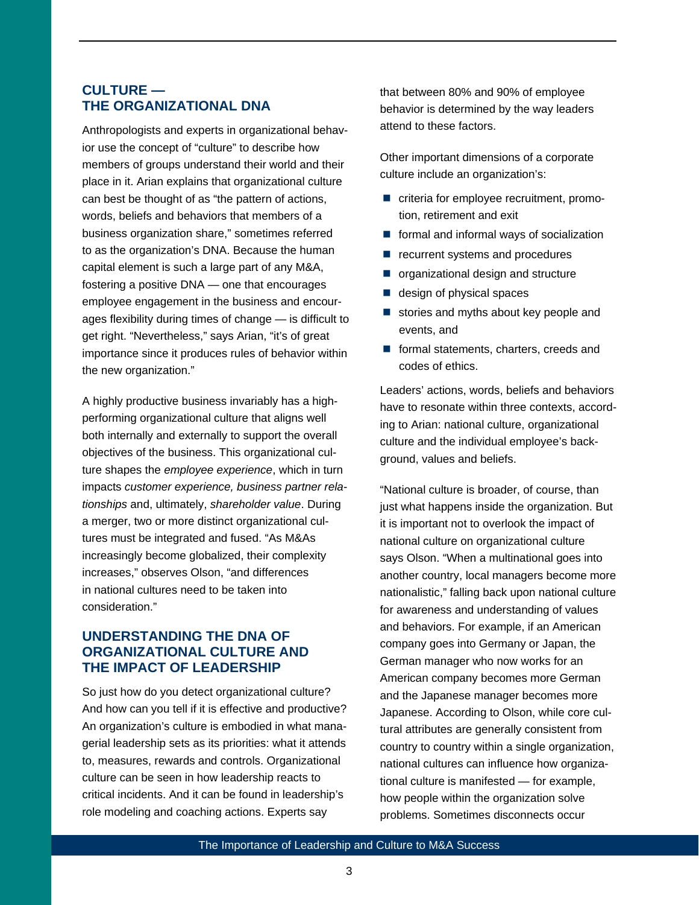## CULTURE — THE ORGANIZATIONAL DNA

Anthropologists and experts in organizational behavior use the concept of "culture" to describe how members of groups understand their world and their place in it. Arian explains that organizational culture can best be thought of as "the pattern of actions, words, beliefs and behaviors that members of a business organization share," sometimes referred to as the organization's DNA. Because the human capital element is such a large part of any M&A, fostering a positive DNA — one that encourages employee engagement in the business and encourages flexibility during times of change — is difficult to get right. "Nevertheless," says Arian, "it's of great importance since it produces rules of behavior within the new organization."

A highly productive business invariably has a high-performing organizational culture that aligns well both internally and externally to support the overall objectives of the business. This organizational culture shapes the *employee experience*, which in turn impacts *customer experience, business partner relationships* and, ultimately, *shareholder value*. During a merger, two or more distinct organizational cultures must be integrated and fused. "As M&As increasingly become globalized, their complexity increases," observes Olson, "and differences in national cultures need to be taken into consideration."

## UNDERSTANDING THE DNA OF ORGANIZATIONAL CULTURE AND THE IMPACT OF LEADERSHIP

So just how do you detect organizational culture? And how can you tell if it is effective and productive? An organization's culture is embodied in what managerial leadership sets as its priorities: what it attends to, measures, rewards and controls. Organizational culture can be seen in how leadership reacts to critical incidents. And it can be found in leadership's role modeling and coaching actions. Experts say that between 80% and 90% of employee behavior is determined by the way leaders attend to these factors.

Other important dimensions of a corporate culture include an organization's:

- criteria for employee recruitment, promotion, retirement and exit
- formal and informal ways of socialization
- recurrent systems and procedures
- organizational design and structure
- design of physical spaces
- stories and myths about key people and events, and
- formal statements, charters, creeds and codes of ethics.

Leaders' actions, words, beliefs and behaviors have to resonate within three contexts, according to Arian: national culture, organizational culture and the individual employee's background, values and beliefs.

"National culture is broader, of course, than just what happens inside the organization. But it is important not to overlook the impact of national culture on organizational culture says Olson. "When a multinational goes into another country, local managers become more nationalistic," falling back upon national culture for awareness and understanding of values and behaviors. For example, if an American company goes into Germany or Japan, the German manager who now works for an American company becomes more German and the Japanese manager becomes more Japanese. According to Olson, while core cultural attributes are generally consistent from country to country within a single organization, national cultures can influence how organizational culture is manifested — for example, how people within the organization solve problems. Sometimes disconnects occur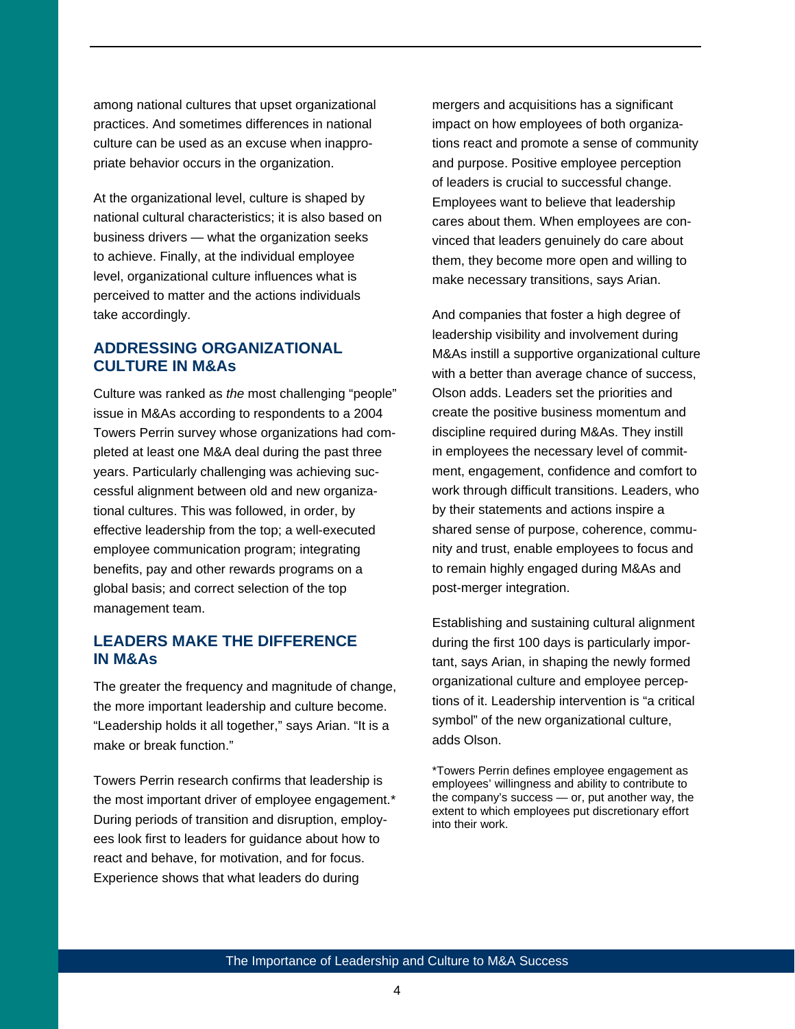among national cultures that upset organizational practices. And sometimes differences in national culture can be used as an excuse when inappropriate behavior occurs in the organization.

At the organizational level, culture is shaped by national cultural characteristics; it is also based on business drivers — what the organization seeks to achieve. Finally, at the individual employee level, organizational culture influences what is perceived to matter and the actions individuals take accordingly.

## ADDRESSING ORGANIZATIONAL CULTURE IN M&As

Culture was ranked as *the* most challenging "people" issue in M&As according to respondents to a 2004 Towers Perrin survey whose organizations had completed at least one M&A deal during the past three years. Particularly challenging was achieving successful alignment between old and new organizational cultures. This was followed, in order, by effective leadership from the top; a well-executed employee communication program; integrating benefits, pay and other rewards programs on a global basis; and correct selection of the top management team.

## LEADERS MAKE THE DIFFERENCE IN M&As

The greater the frequency and magnitude of change, the more important leadership and culture become. "Leadership holds it all together," says Arian. "It is a make or break function."

Towers Perrin research confirms that leadership is the most important driver of employee engagement.* During periods of transition and disruption, employees look first to leaders for guidance about how to react and behave, for motivation, and for focus. Experience shows that what leaders do during mergers and acquisitions has a significant impact on how employees of both organizations react and promote a sense of community and purpose. Positive employee perception of leaders is crucial to successful change. Employees want to believe that leadership cares about them. When employees are convinced that leaders genuinely do care about them, they become more open and willing to make necessary transitions, says Arian.

And companies that foster a high degree of leadership visibility and involvement during M&As instill a supportive organizational culture with a better than average chance of success, Olson adds. Leaders set the priorities and create the positive business momentum and discipline required during M&As. They instill in employees the necessary level of commitment, engagement, confidence and comfort to work through difficult transitions. Leaders, who by their statements and actions inspire a shared sense of purpose, coherence, community and trust, enable employees to focus and to remain highly engaged during M&As and post-merger integration.

Establishing and sustaining cultural alignment during the first 100 days is particularly important, says Arian, in shaping the newly formed organizational culture and employee perceptions of it. Leadership intervention is "a critical symbol" of the new organizational culture, adds Olson.

*Towers Perrin defines employee engagement as employees' willingness and ability to contribute to the company's success — or, put another way, the extent to which employees put discretionary effort into their work.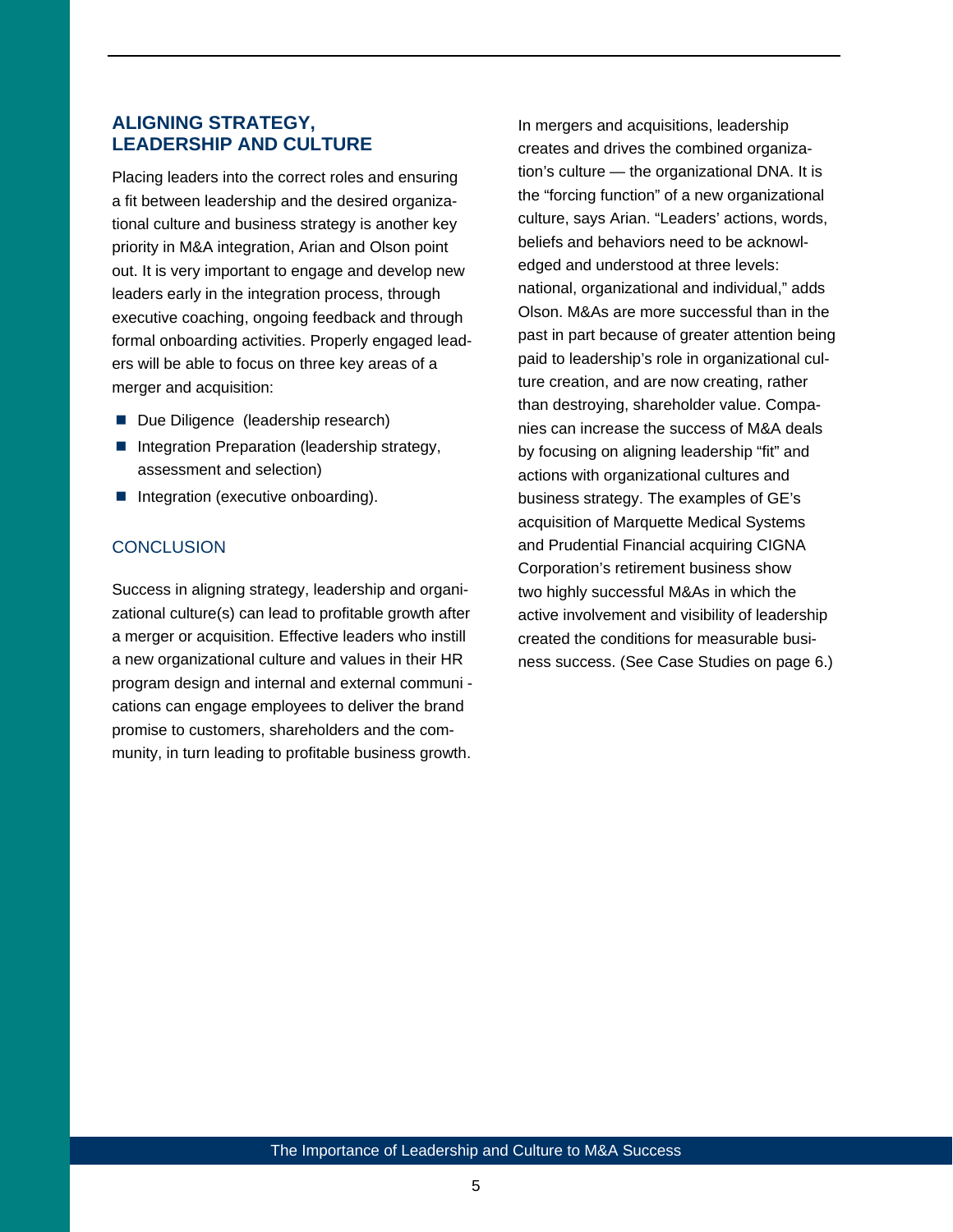## ALIGNING STRATEGY, LEADERSHIP AND CULTURE

Placing leaders into the correct roles and ensuring a fit between leadership and the desired organizational culture and business strategy is another key priority in M&A integration, Arian and Olson point out. It is very important to engage and develop new leaders early in the integration process, through executive coaching, ongoing feedback and through formal onboarding activities. Properly engaged leaders will be able to focus on three key areas of a merger and acquisition:

- Due Diligence (leadership research)
- Integration Preparation (leadership strategy, assessment and selection)
- Integration (executive onboarding).

## CONCLUSION

Success in aligning strategy, leadership and organizational culture(s) can lead to profitable growth after a merger or acquisition. Effective leaders who instill a new organizational culture and values in their HR program design and internal and external communications can engage employees to deliver the brand promise to customers, shareholders and the community, in turn leading to profitable business growth.

In mergers and acquisitions, leadership creates and drives the combined organization's culture — the organizational DNA. It is the "forcing function" of a new organizational culture, says Arian. "Leaders' actions, words, beliefs and behaviors need to be acknowledged and understood at three levels: national, organizational and individual," adds Olson. M&As are more successful than in the past in part because of greater attention being paid to leadership's role in organizational culture creation, and are now creating, rather than destroying, shareholder value. Companies can increase the success of M&A deals by focusing on aligning leadership "fit" and actions with organizational cultures and business strategy. The examples of GE's acquisition of Marquette Medical Systems and Prudential Financial acquiring CIGNA Corporation's retirement business show two highly successful M&As in which the active involvement and visibility of leadership created the conditions for measurable business success. (See Case Studies on page 6.)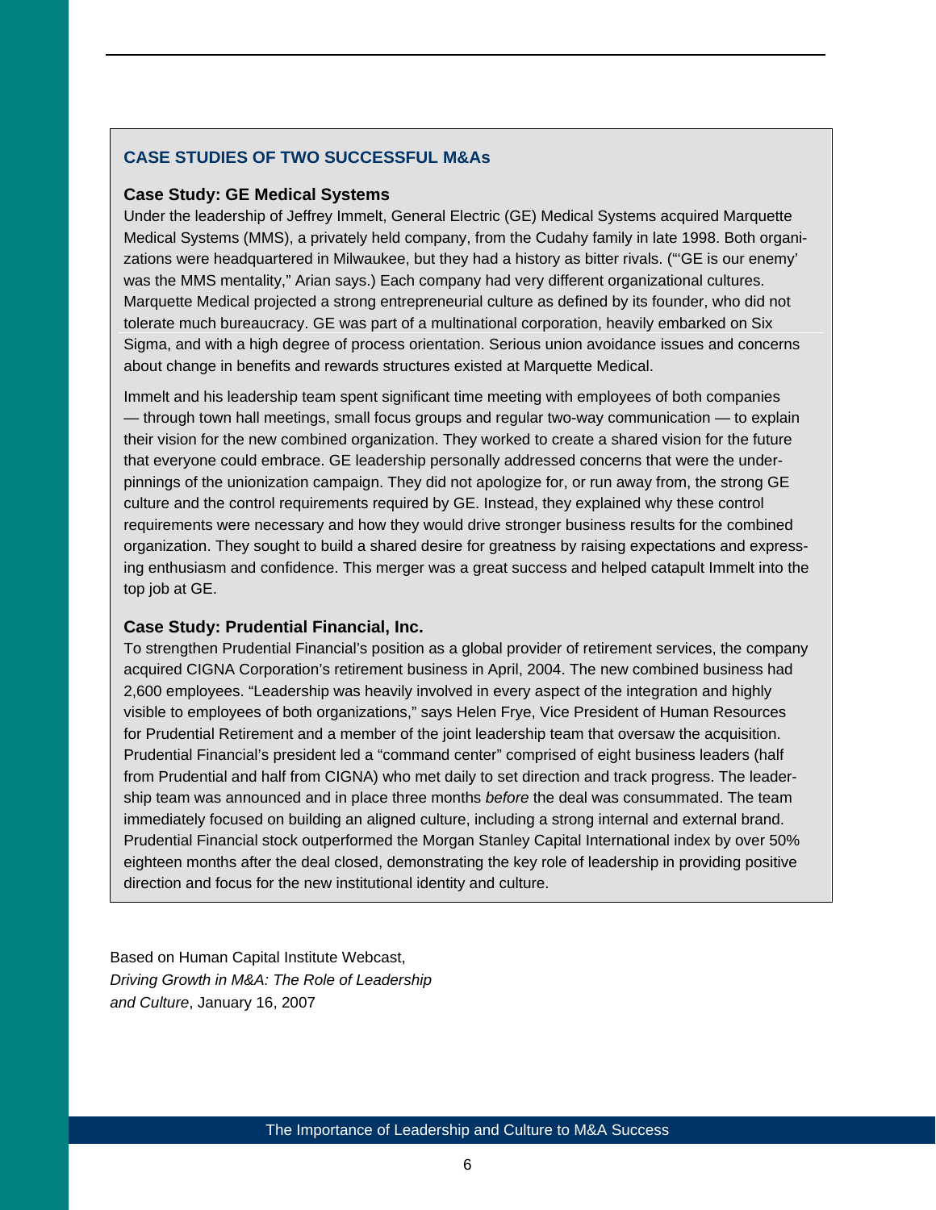## CASE STUDIES OF TWO SUCCESSFUL M&As

### Case Study: GE Medical Systems

Under the leadership of Jeffrey Immelt, General Electric (GE) Medical Systems acquired Marquette Medical Systems (MMS), a privately held company, from the Cudahy family in late 1998. Both organizations were headquartered in Milwaukee, but they had a history as bitter rivals. ("'GE is our enemy' was the MMS mentality," Arian says.) Each company had very different organizational cultures. Marquette Medical projected a strong entrepreneurial culture as defined by its founder, who did not tolerate much bureaucracy. GE was part of a multinational corporation, heavily embarked on Six Sigma, and with a high degree of process orientation. Serious union avoidance issues and concerns about change in benefits and rewards structures existed at Marquette Medical.

Immelt and his leadership team spent significant time meeting with employees of both companies — through town hall meetings, small focus groups and regular two-way communication — to explain their vision for the new combined organization. They worked to create a shared vision for the future that everyone could embrace. GE leadership personally addressed concerns that were the underpinnings of the unionization campaign. They did not apologize for, or run away from, the strong GE culture and the control requirements required by GE. Instead, they explained why these control requirements were necessary and how they would drive stronger business results for the combined organization. They sought to build a shared desire for greatness by raising expectations and expressing enthusiasm and confidence. This merger was a great success and helped catapult Immelt into the top job at GE.

### Case Study: Prudential Financial, Inc.

To strengthen Prudential Financial's position as a global provider of retirement services, the company acquired CIGNA Corporation's retirement business in April, 2004. The new combined business had 2,600 employees. "Leadership was heavily involved in every aspect of the integration and highly visible to employees of both organizations," says Helen Frye, Vice President of Human Resources for Prudential Retirement and a member of the joint leadership team that oversaw the acquisition. Prudential Financial's president led a "command center" comprised of eight business leaders (half from Prudential and half from CIGNA) who met daily to set direction and track progress. The leadership team was announced and in place three months *before* the deal was consummated. The team immediately focused on building an aligned culture, including a strong internal and external brand. Prudential Financial stock outperformed the Morgan Stanley Capital International index by over 50% eighteen months after the deal closed, demonstrating the key role of leadership in providing positive direction and focus for the new institutional identity and culture.

Based on Human Capital Institute Webcast, *Driving Growth in M&A: The Role of Leadership and Culture*, January 16, 2007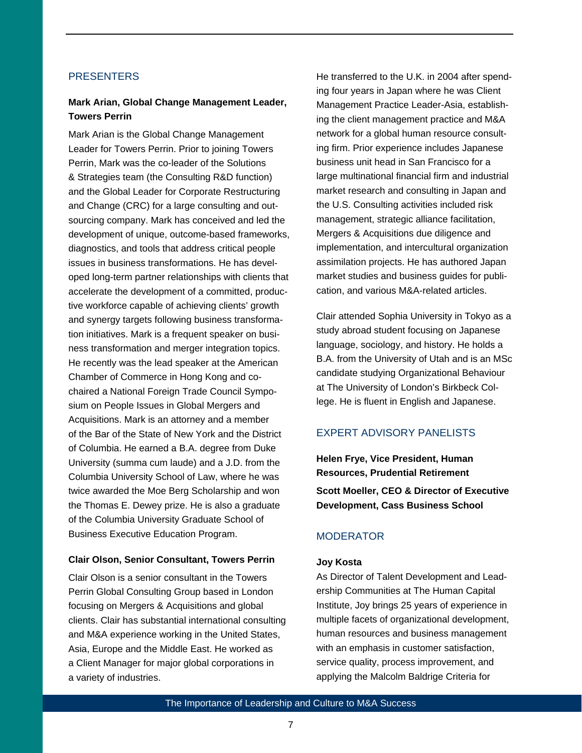## PRESENTERS

**Mark Arian, Global Change Management Leader, Towers Perrin**

Mark Arian is the Global Change Management Leader for Towers Perrin. Prior to joining Towers Perrin, Mark was the co-leader of the Solutions & Strategies team (the Consulting R&D function) and the Global Leader for Corporate Restructuring and Change (CRC) for a large consulting and outsourcing company. Mark has conceived and led the development of unique, outcome-based frameworks, diagnostics, and tools that address critical people issues in business transformations. He has developed long-term partner relationships with clients that accelerate the development of a committed, productive workforce capable of achieving clients' growth and synergy targets following business transformation initiatives. Mark is a frequent speaker on business transformation and merger integration topics. He recently was the lead speaker at the American Chamber of Commerce in Hong Kong and co-chaired a National Foreign Trade Council Symposium on People Issues in Global Mergers and Acquisitions. Mark is an attorney and a member of the Bar of the State of New York and the District of Columbia. He earned a B.A. degree from Duke University (summa cum laude) and a J.D. from the Columbia University School of Law, where he was twice awarded the Moe Berg Scholarship and won the Thomas E. Dewey prize. He is also a graduate of the Columbia University Graduate School of Business Executive Education Program.

**Clair Olson, Senior Consultant, Towers Perrin**

Clair Olson is a senior consultant in the Towers Perrin Global Consulting Group based in London focusing on Mergers & Acquisitions and global clients. Clair has substantial international consulting and M&A experience working in the United States, Asia, Europe and the Middle East. He worked as a Client Manager for major global corporations in a variety of industries.

He transferred to the U.K. in 2004 after spending four years in Japan where he was Client Management Practice Leader-Asia, establishing the client management practice and M&A network for a global human resource consulting firm. Prior experience includes Japanese business unit head in San Francisco for a large multinational financial firm and industrial market research and consulting in Japan and the U.S. Consulting activities included risk management, strategic alliance facilitation, Mergers & Acquisitions due diligence and implementation, and intercultural organization assimilation projects. He has authored Japan market studies and business guides for publication, and various M&A-related articles.

Clair attended Sophia University in Tokyo as a study abroad student focusing on Japanese language, sociology, and history. He holds a B.A. from the University of Utah and is an MSc candidate studying Organizational Behaviour at The University of London's Birkbeck College. He is fluent in English and Japanese.

## EXPERT ADVISORY PANELISTS

**Helen Frye, Vice President, Human Resources, Prudential Retirement**

**Scott Moeller, CEO & Director of Executive Development, Cass Business School**

## MODERATOR

**Joy Kosta**

As Director of Talent Development and Leadership Communities at The Human Capital Institute, Joy brings 25 years of experience in multiple facets of organizational development, human resources and business management with an emphasis in customer satisfaction, service quality, process improvement, and applying the Malcolm Baldrige Criteria for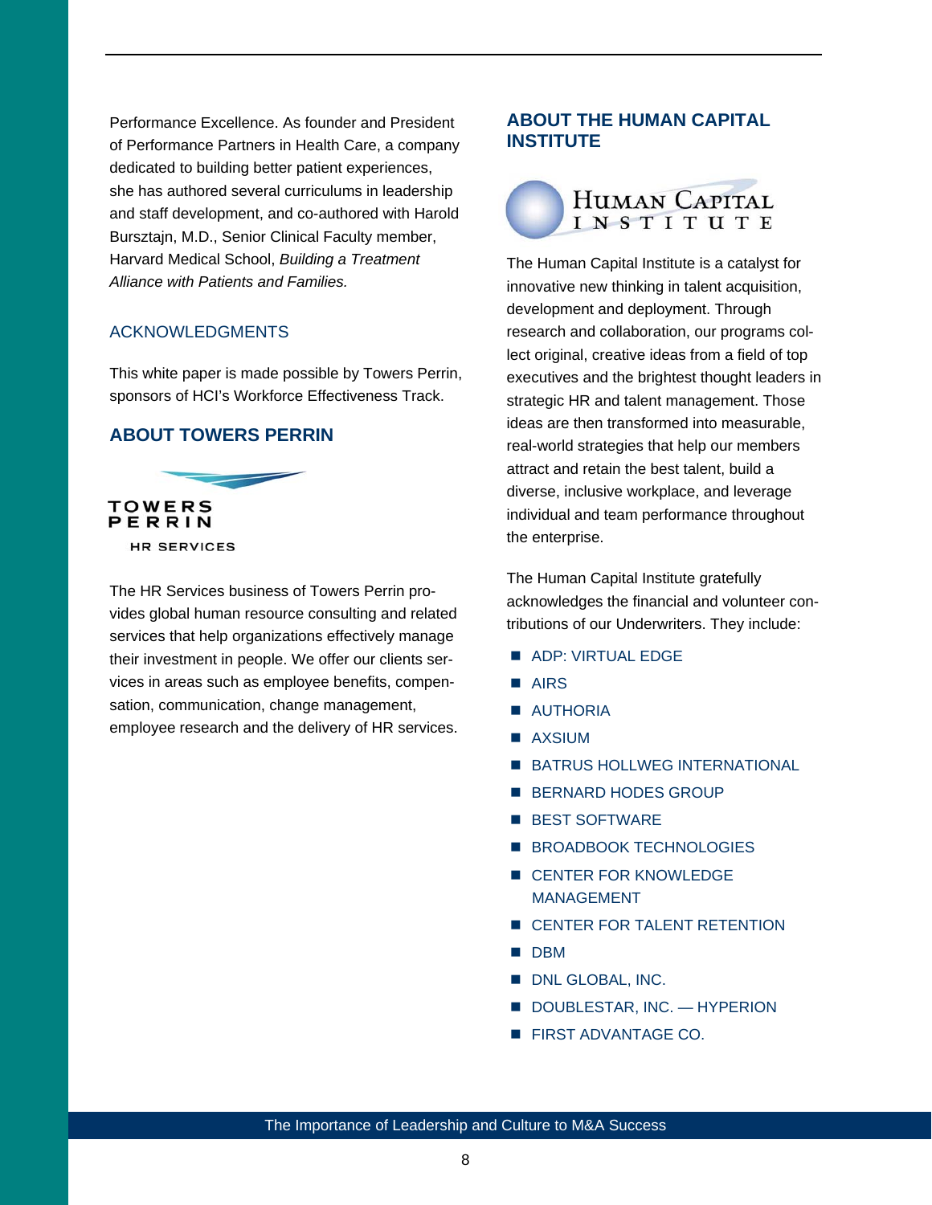Performance Excellence. As founder and President of Performance Partners in Health Care, a company dedicated to building better patient experiences, she has authored several curriculums in leadership and staff development, and co-authored with Harold Bursztajn, M.D., Senior Clinical Faculty member, Harvard Medical School, *Building a Treatment Alliance with Patients and Families.*

## ACKNOWLEDGMENTS

This white paper is made possible by Towers Perrin, sponsors of HCI's Workforce Effectiveness Track.

## ABOUT TOWERS PERRIN

TOWERS PERRIN
HR SERVICES

The HR Services business of Towers Perrin provides global human resource consulting and related services that help organizations effectively manage their investment in people. We offer our clients services in areas such as employee benefits, compensation, communication, change management, employee research and the delivery of HR services.

## ABOUT THE HUMAN CAPITAL INSTITUTE

HUMAN CAPITAL INSTITUTE

The Human Capital Institute is a catalyst for innovative new thinking in talent acquisition, development and deployment. Through research and collaboration, our programs collect original, creative ideas from a field of top executives and the brightest thought leaders in strategic HR and talent management. Those ideas are then transformed into measurable, real-world strategies that help our members attract and retain the best talent, build a diverse, inclusive workplace, and leverage individual and team performance throughout the enterprise.

The Human Capital Institute gratefully acknowledges the financial and volunteer contributions of our Underwriters. They include:

- ADP: VIRTUAL EDGE
- AIRS
- AUTHORIA
- AXSIUM
- BATRUS HOLLWEG INTERNATIONAL
- BERNARD HODES GROUP
- BEST SOFTWARE
- BROADBOOK TECHNOLOGIES
- CENTER FOR KNOWLEDGE MANAGEMENT
- CENTER FOR TALENT RETENTION
- DBM
- DNL GLOBAL, INC.
- DOUBLESTAR, INC. — HYPERION
- FIRST ADVANTAGE CO.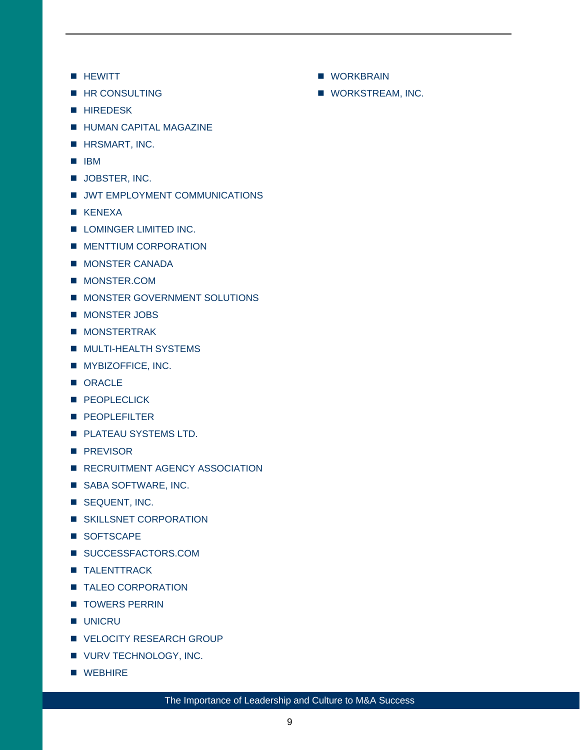- HEWITT
- HR CONSULTING
- HIREDESK
- HUMAN CAPITAL MAGAZINE
- HRSMART, INC.
- IBM
- JOBSTER, INC.
- JWT EMPLOYMENT COMMUNICATIONS
- KENEXA
- LOMINGER LIMITED INC.
- MENTTIUM CORPORATION
- MONSTER CANADA
- MONSTER.COM
- MONSTER GOVERNMENT SOLUTIONS
- MONSTER JOBS
- MONSTERTRAK
- MULTI-HEALTH SYSTEMS
- MYBIZOFFICE, INC.
- ORACLE
- PEOPLECLICK
- PEOPLEFILTER
- PLATEAU SYSTEMS LTD.
- PREVISOR
- RECRUITMENT AGENCY ASSOCIATION
- SABA SOFTWARE, INC.
- SEQUENT, INC.
- SKILLSNET CORPORATION
- SOFTSCAPE
- SUCCESSFACTORS.COM
- TALENTTRACK
- TALEO CORPORATION
- TOWERS PERRIN
- UNICRU
- VELOCITY RESEARCH GROUP
- VURV TECHNOLOGY, INC.
- WEBHIRE
- WORKBRAIN
- WORKSTREAM, INC.